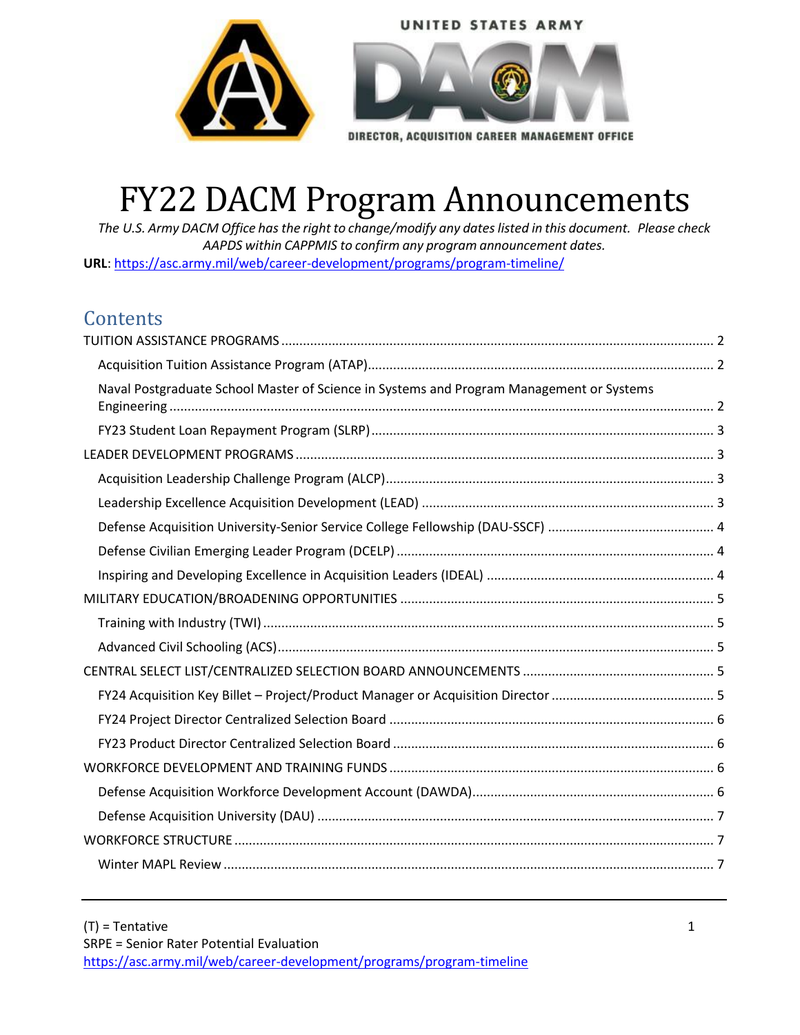UNITED STATES ARMY

DIRECTOR, ACQUISITION CAREER MANAGEMENT OFFICE

# FY22 DACM Program Announcements

*The U.S. Army DACM Office has the right to change/modify any dates listed in this document. Please check AAPDS within CAPPMIS to confirm any program announcement dates.*

**URL**: https://asc.army.mil/web/career-development/programs/program-timeline/

## Contents

- TUITION ASSISTANCE PROGRAMS ..... 2
  - Acquisition Tuition Assistance Program (ATAP) ..... 2
  - Naval Postgraduate School Master of Science in Systems and Program Management or Systems Engineering ..... 2
  - FY23 Student Loan Repayment Program (SLRP) ..... 3
- LEADER DEVELOPMENT PROGRAMS ..... 3
  - Acquisition Leadership Challenge Program (ALCP) ..... 3
  - Leadership Excellence Acquisition Development (LEAD) ..... 3
  - Defense Acquisition University-Senior Service College Fellowship (DAU-SSCF) ..... 4
  - Defense Civilian Emerging Leader Program (DCELP) ..... 4
  - Inspiring and Developing Excellence in Acquisition Leaders (IDEAL) ..... 4
- MILITARY EDUCATION/BROADENING OPPORTUNITIES ..... 5
  - Training with Industry (TWI) ..... 5
  - Advanced Civil Schooling (ACS) ..... 5
- CENTRAL SELECT LIST/CENTRALIZED SELECTION BOARD ANNOUNCEMENTS ..... 5
  - FY24 Acquisition Key Billet – Project/Product Manager or Acquisition Director ..... 5
  - FY24 Project Director Centralized Selection Board ..... 6
  - FY23 Product Director Centralized Selection Board ..... 6
- WORKFORCE DEVELOPMENT AND TRAINING FUNDS ..... 6
  - Defense Acquisition Workforce Development Account (DAWDA) ..... 6
  - Defense Acquisition University (DAU) ..... 7
- WORKFORCE STRUCTURE ..... 7
  - Winter MAPL Review ..... 7

---

(T) = Tentative
SRPE = Senior Rater Potential Evaluation
https://asc.army.mil/web/career-development/programs/program-timeline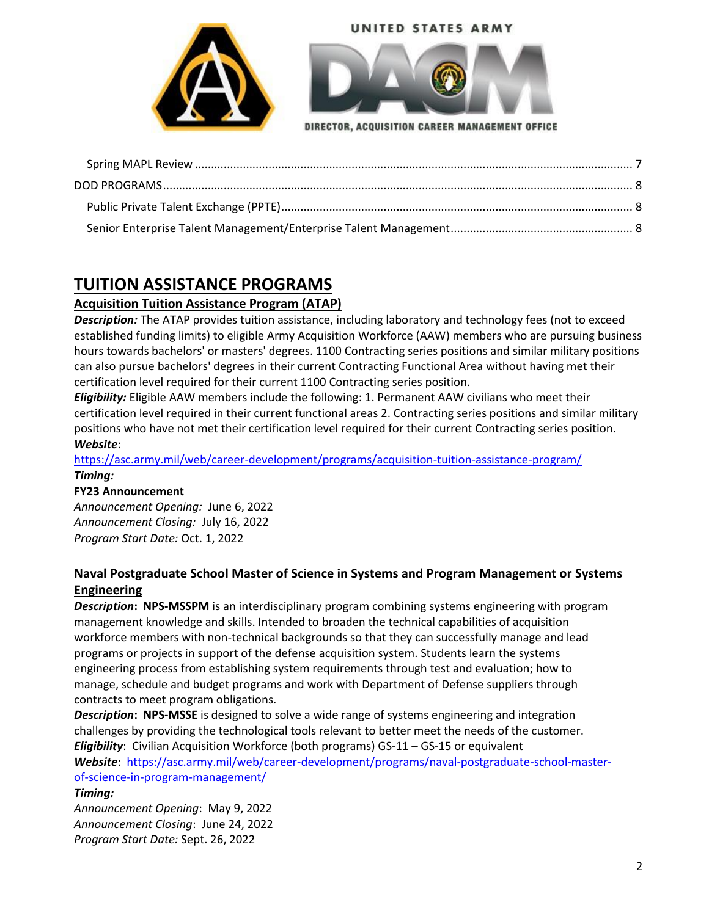UNITED STATES ARMY

DIRECTOR, ACQUISITION CAREER MANAGEMENT OFFICE

Spring MAPL Review ........................................................................................................................... 7

DOD PROGRAMS ................................................................................................................................. 8

Public Private Talent Exchange (PPTE) ........................................................................................... 8

Senior Enterprise Talent Management/Enterprise Talent Management ......................................... 8

# TUITION ASSISTANCE PROGRAMS

## Acquisition Tuition Assistance Program (ATAP)

***Description:*** The ATAP provides tuition assistance, including laboratory and technology fees (not to exceed established funding limits) to eligible Army Acquisition Workforce (AAW) members who are pursuing business hours towards bachelors' or masters' degrees. 1100 Contracting series positions and similar military positions can also pursue bachelors' degrees in their current Contracting Functional Area without having met their certification level required for their current 1100 Contracting series position.

***Eligibility:*** Eligible AAW members include the following: 1. Permanent AAW civilians who meet their certification level required in their current functional areas 2. Contracting series positions and similar military positions who have not met their certification level required for their current Contracting series position.

***Website***:

https://asc.army.mil/web/career-development/programs/acquisition-tuition-assistance-program/

***Timing:***

**FY23 Announcement**

*Announcement Opening:* June 6, 2022

*Announcement Closing:* July 16, 2022

*Program Start Date:* Oct. 1, 2022

## Naval Postgraduate School Master of Science in Systems and Program Management or Systems Engineering

***Description*****:** **NPS-MSSPM** is an interdisciplinary program combining systems engineering with program management knowledge and skills. Intended to broaden the technical capabilities of acquisition workforce members with non-technical backgrounds so that they can successfully manage and lead programs or projects in support of the defense acquisition system. Students learn the systems engineering process from establishing system requirements through test and evaluation; how to manage, schedule and budget programs and work with Department of Defense suppliers through contracts to meet program obligations.

***Description*****:** **NPS-MSSE** is designed to solve a wide range of systems engineering and integration challenges by providing the technological tools relevant to better meet the needs of the customer.

***Eligibility***: Civilian Acquisition Workforce (both programs) GS-11 – GS-15 or equivalent

***Website***: https://asc.army.mil/web/career-development/programs/naval-postgraduate-school-master-of-science-in-program-management/

***Timing:***

*Announcement Opening*: May 9, 2022

*Announcement Closing*: June 24, 2022

*Program Start Date:* Sept. 26, 2022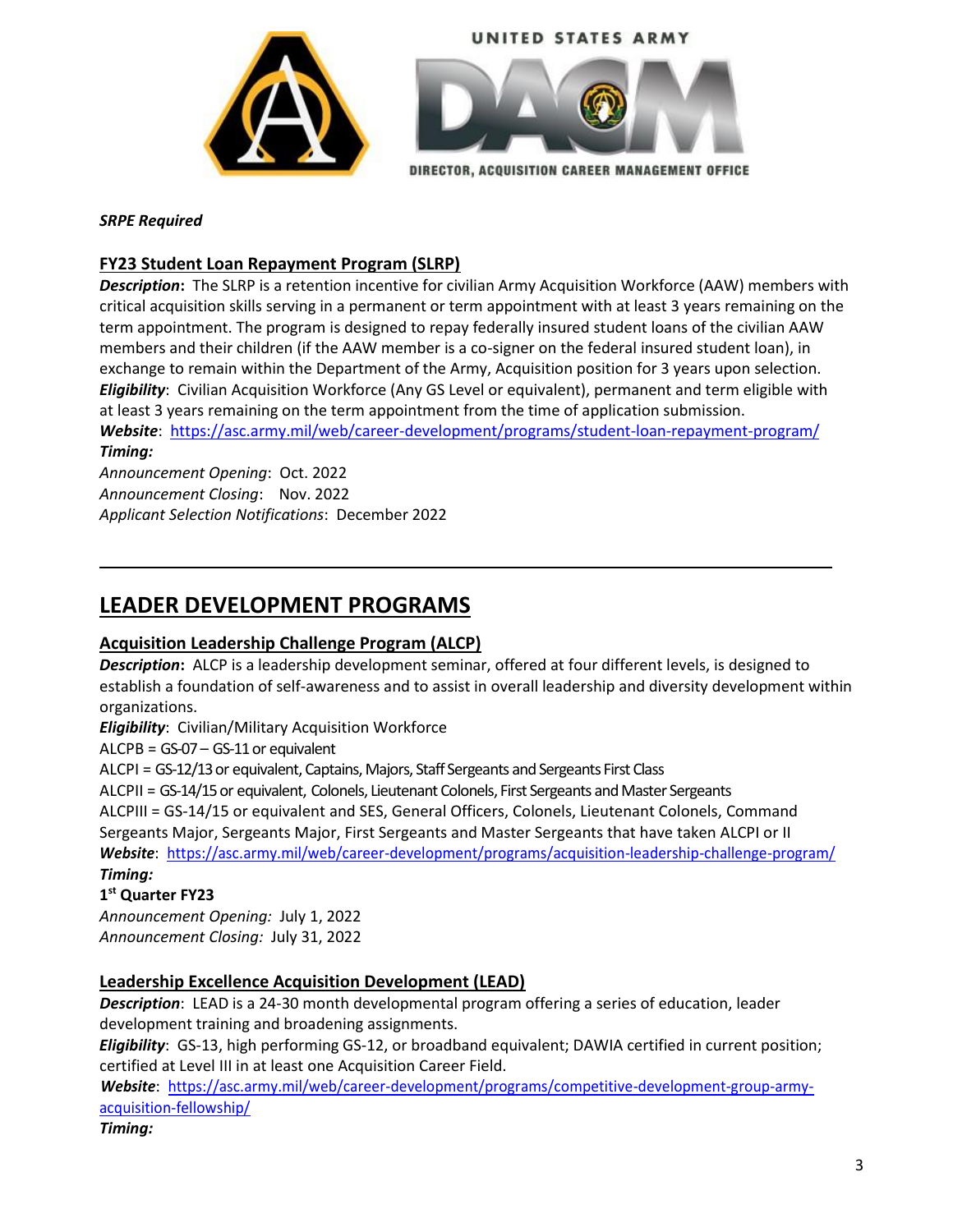*SRPE Required*

**FY23 Student Loan Repayment Program (SLRP)**

***Description*:** The SLRP is a retention incentive for civilian Army Acquisition Workforce (AAW) members with critical acquisition skills serving in a permanent or term appointment with at least 3 years remaining on the term appointment. The program is designed to repay federally insured student loans of the civilian AAW members and their children (if the AAW member is a co-signer on the federal insured student loan), in exchange to remain within the Department of the Army, Acquisition position for 3 years upon selection.

***Eligibility***: Civilian Acquisition Workforce (Any GS Level or equivalent), permanent and term eligible with at least 3 years remaining on the term appointment from the time of application submission.

***Website***: https://asc.army.mil/web/career-development/programs/student-loan-repayment-program/

***Timing:***

*Announcement Opening*: Oct. 2022
*Announcement Closing*: Nov. 2022
*Applicant Selection Notifications*: December 2022

---

# LEADER DEVELOPMENT PROGRAMS

**Acquisition Leadership Challenge Program (ALCP)**

***Description*:** ALCP is a leadership development seminar, offered at four different levels, is designed to establish a foundation of self-awareness and to assist in overall leadership and diversity development within organizations.

***Eligibility***: Civilian/Military Acquisition Workforce

ALCPB = GS-07 – GS-11 or equivalent
ALCPI = GS-12/13 or equivalent, Captains, Majors, Staff Sergeants and Sergeants First Class
ALCPII = GS-14/15 or equivalent, Colonels, Lieutenant Colonels, First Sergeants and Master Sergeants
ALCPIII = GS-14/15 or equivalent and SES, General Officers, Colonels, Lieutenant Colonels, Command Sergeants Major, Sergeants Major, First Sergeants and Master Sergeants that have taken ALCPI or II

***Website***: https://asc.army.mil/web/career-development/programs/acquisition-leadership-challenge-program/

***Timing:***

**1st Quarter FY23**

*Announcement Opening:* July 1, 2022
*Announcement Closing:* July 31, 2022

**Leadership Excellence Acquisition Development (LEAD)**

***Description***: LEAD is a 24-30 month developmental program offering a series of education, leader development training and broadening assignments.

***Eligibility***: GS-13, high performing GS-12, or broadband equivalent; DAWIA certified in current position; certified at Level III in at least one Acquisition Career Field.

***Website***: https://asc.army.mil/web/career-development/programs/competitive-development-group-army-acquisition-fellowship/

***Timing:***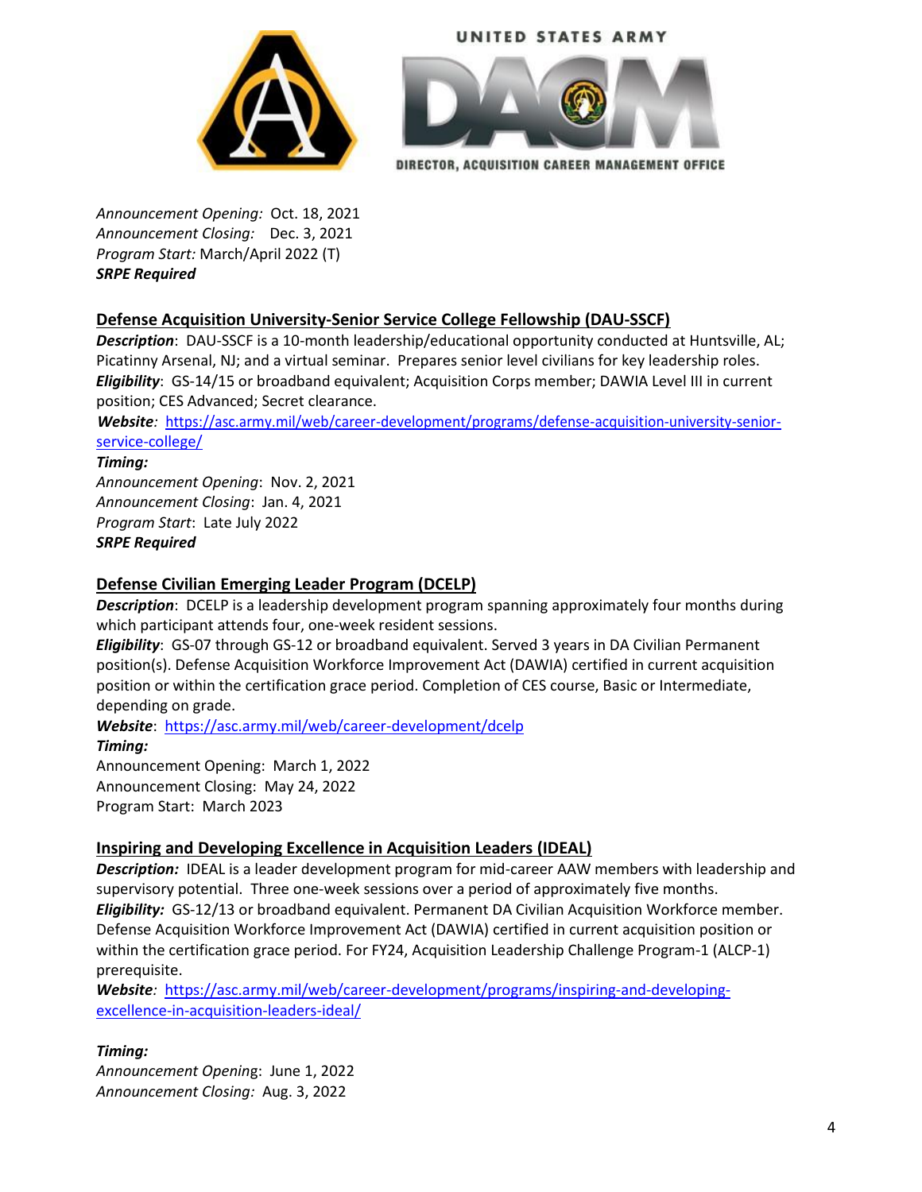UNITED STATES ARMY

DIRECTOR, ACQUISITION CAREER MANAGEMENT OFFICE

*Announcement Opening:* Oct. 18, 2021
*Announcement Closing:* Dec. 3, 2021
*Program Start:* March/April 2022 (T)
***SRPE Required***

## Defense Acquisition University-Senior Service College Fellowship (DAU-SSCF)

***Description***: DAU-SSCF is a 10-month leadership/educational opportunity conducted at Huntsville, AL; Picatinny Arsenal, NJ; and a virtual seminar. Prepares senior level civilians for key leadership roles.
***Eligibility***: GS-14/15 or broadband equivalent; Acquisition Corps member; DAWIA Level III in current position; CES Advanced; Secret clearance.
***Website***: https://asc.army.mil/web/career-development/programs/defense-acquisition-university-senior-service-college/
***Timing:***
*Announcement Opening*: Nov. 2, 2021
*Announcement Closing*: Jan. 4, 2021
*Program Start*: Late July 2022
***SRPE Required***

## Defense Civilian Emerging Leader Program (DCELP)

***Description***: DCELP is a leadership development program spanning approximately four months during which participant attends four, one-week resident sessions.
***Eligibility***: GS-07 through GS-12 or broadband equivalent. Served 3 years in DA Civilian Permanent position(s). Defense Acquisition Workforce Improvement Act (DAWIA) certified in current acquisition position or within the certification grace period. Completion of CES course, Basic or Intermediate, depending on grade.
***Website***: https://asc.army.mil/web/career-development/dcelp
***Timing:***
Announcement Opening: March 1, 2022
Announcement Closing: May 24, 2022
Program Start: March 2023

## Inspiring and Developing Excellence in Acquisition Leaders (IDEAL)

***Description:*** IDEAL is a leader development program for mid-career AAW members with leadership and supervisory potential. Three one-week sessions over a period of approximately five months.
***Eligibility:*** GS-12/13 or broadband equivalent. Permanent DA Civilian Acquisition Workforce member. Defense Acquisition Workforce Improvement Act (DAWIA) certified in current acquisition position or within the certification grace period. For FY24, Acquisition Leadership Challenge Program-1 (ALCP-1) prerequisite.
***Website***: https://asc.army.mil/web/career-development/programs/inspiring-and-developing-excellence-in-acquisition-leaders-ideal/

***Timing:***
*Announcement Opening*: June 1, 2022
*Announcement Closing:* Aug. 3, 2022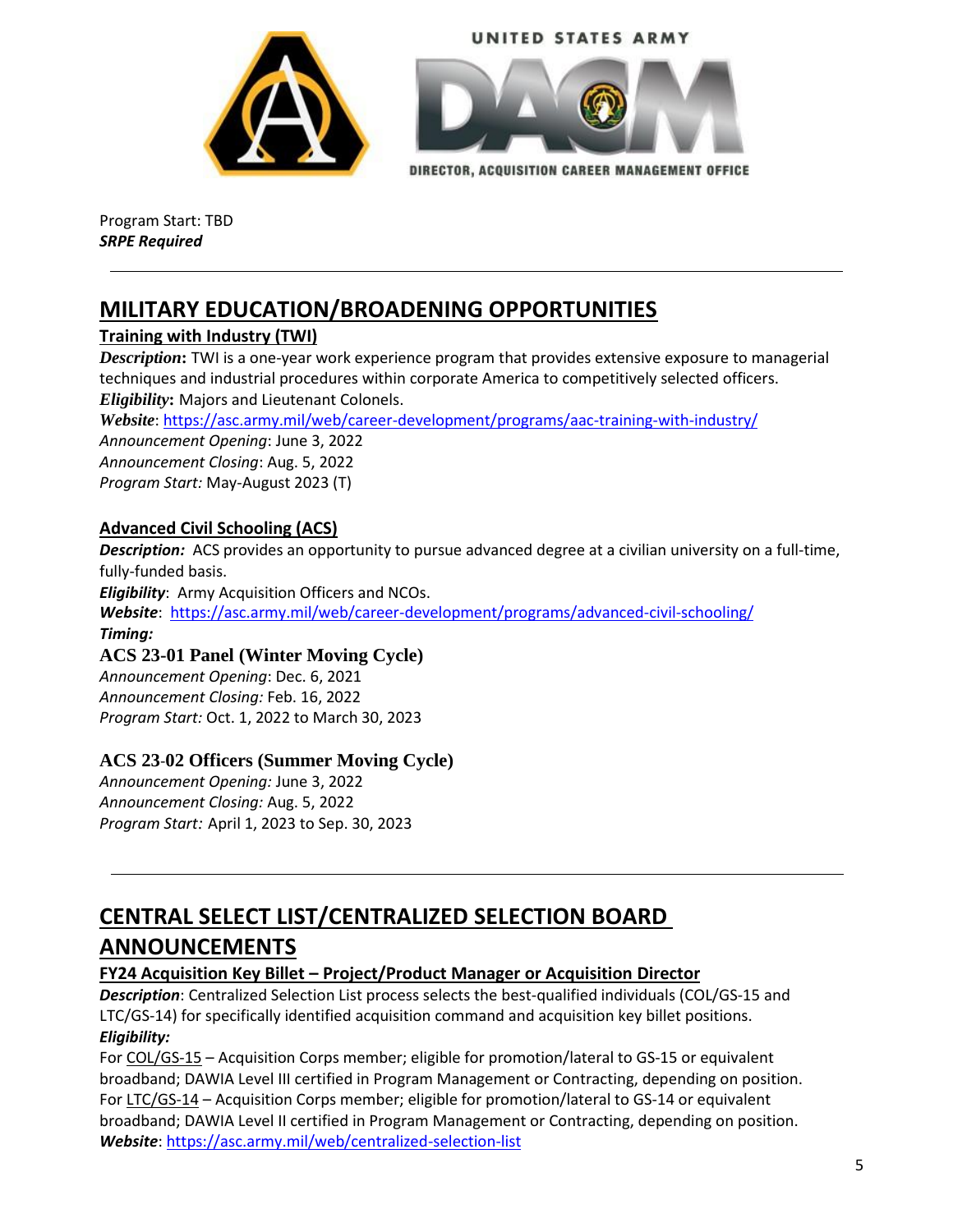Program Start: TBD
***SRPE Required***

---

# MILITARY EDUCATION/BROADENING OPPORTUNITIES

## Training with Industry (TWI)

***Description*:** TWI is a one-year work experience program that provides extensive exposure to managerial techniques and industrial procedures within corporate America to competitively selected officers.
***Eligibility*:** Majors and Lieutenant Colonels.
***Website***: https://asc.army.mil/web/career-development/programs/aac-training-with-industry/
*Announcement Opening*: June 3, 2022
*Announcement Closing*: Aug. 5, 2022
*Program Start:* May-August 2023 (T)

## Advanced Civil Schooling (ACS)

***Description:*** ACS provides an opportunity to pursue advanced degree at a civilian university on a full-time, fully-funded basis.
***Eligibility***: Army Acquisition Officers and NCOs.
***Website***: https://asc.army.mil/web/career-development/programs/advanced-civil-schooling/
***Timing:***

### ACS 23-01 Panel (Winter Moving Cycle)

*Announcement Opening*: Dec. 6, 2021
*Announcement Closing:* Feb. 16, 2022
*Program Start:* Oct. 1, 2022 to March 30, 2023

### ACS 23-02 Officers (Summer Moving Cycle)

*Announcement Opening:* June 3, 2022
*Announcement Closing:* Aug. 5, 2022
*Program Start:* April 1, 2023 to Sep. 30, 2023

---

# CENTRAL SELECT LIST/CENTRALIZED SELECTION BOARD ANNOUNCEMENTS

## FY24 Acquisition Key Billet – Project/Product Manager or Acquisition Director

***Description***: Centralized Selection List process selects the best-qualified individuals (COL/GS-15 and LTC/GS-14) for specifically identified acquisition command and acquisition key billet positions.
***Eligibility:***
For COL/GS-15 – Acquisition Corps member; eligible for promotion/lateral to GS-15 or equivalent broadband; DAWIA Level III certified in Program Management or Contracting, depending on position.
For LTC/GS-14 – Acquisition Corps member; eligible for promotion/lateral to GS-14 or equivalent broadband; DAWIA Level II certified in Program Management or Contracting, depending on position.
***Website***: https://asc.army.mil/web/centralized-selection-list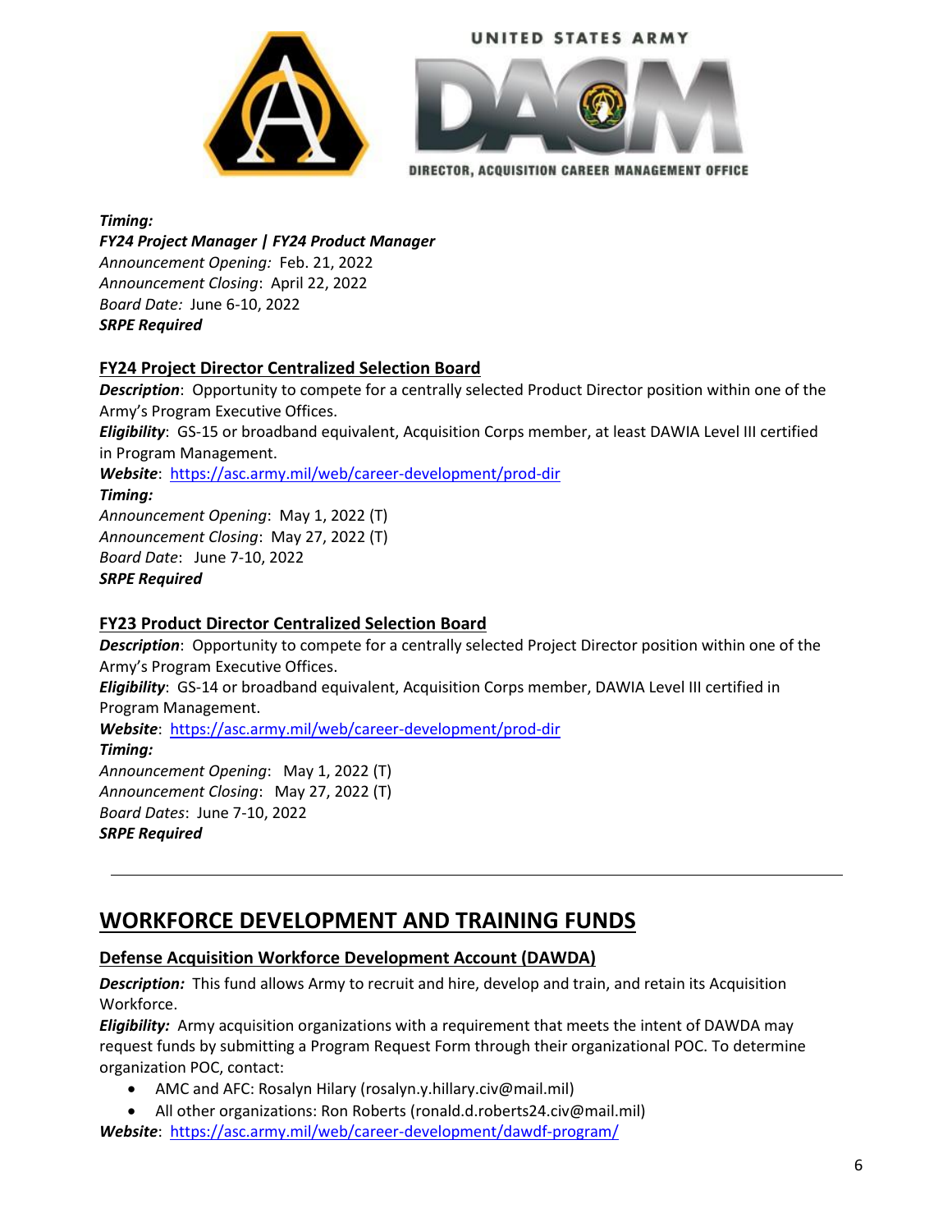***Timing:***
***FY24 Project Manager | FY24 Product Manager***
*Announcement Opening:* Feb. 21, 2022
*Announcement Closing*: April 22, 2022
*Board Date:* June 6-10, 2022
***SRPE Required***

### FY24 Project Director Centralized Selection Board

***Description***: Opportunity to compete for a centrally selected Product Director position within one of the Army's Program Executive Offices.
***Eligibility***: GS-15 or broadband equivalent, Acquisition Corps member, at least DAWIA Level III certified in Program Management.
***Website***: https://asc.army.mil/web/career-development/prod-dir
***Timing:***
*Announcement Opening*: May 1, 2022 (T)
*Announcement Closing*: May 27, 2022 (T)
*Board Date*: June 7-10, 2022
***SRPE Required***

### FY23 Product Director Centralized Selection Board

***Description***: Opportunity to compete for a centrally selected Project Director position within one of the Army's Program Executive Offices.
***Eligibility***: GS-14 or broadband equivalent, Acquisition Corps member, DAWIA Level III certified in Program Management.
***Website***: https://asc.army.mil/web/career-development/prod-dir
***Timing:***
*Announcement Opening*: May 1, 2022 (T)
*Announcement Closing*: May 27, 2022 (T)
*Board Dates*: June 7-10, 2022
***SRPE Required***

---

## WORKFORCE DEVELOPMENT AND TRAINING FUNDS

### Defense Acquisition Workforce Development Account (DAWDA)

***Description:*** This fund allows Army to recruit and hire, develop and train, and retain its Acquisition Workforce.
***Eligibility:*** Army acquisition organizations with a requirement that meets the intent of DAWDA may request funds by submitting a Program Request Form through their organizational POC. To determine organization POC, contact:

- AMC and AFC: Rosalyn Hilary (rosalyn.y.hillary.civ@mail.mil)
- All other organizations: Ron Roberts (ronald.d.roberts24.civ@mail.mil)

***Website***: https://asc.army.mil/web/career-development/dawdf-program/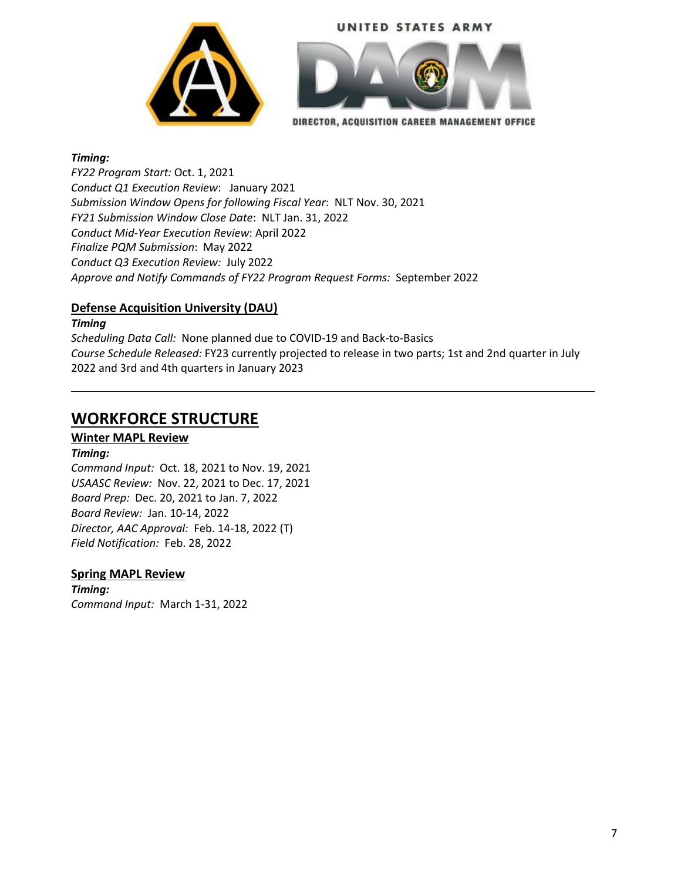***Timing:***

*FY22 Program Start:* Oct. 1, 2021
*Conduct Q1 Execution Review*: January 2021
*Submission Window Opens for following Fiscal Year*: NLT Nov. 30, 2021
*FY21 Submission Window Close Date*: NLT Jan. 31, 2022
*Conduct Mid-Year Execution Review*: April 2022
*Finalize PQM Submission*: May 2022
*Conduct Q3 Execution Review:* July 2022
*Approve and Notify Commands of FY22 Program Request Forms:* September 2022

### Defense Acquisition University (DAU)

***Timing***

*Scheduling Data Call:* None planned due to COVID-19 and Back-to-Basics
*Course Schedule Released:* FY23 currently projected to release in two parts; 1st and 2nd quarter in July 2022 and 3rd and 4th quarters in January 2023

---

## WORKFORCE STRUCTURE

### Winter MAPL Review

***Timing:***

*Command Input:* Oct. 18, 2021 to Nov. 19, 2021
*USAASC Review:* Nov. 22, 2021 to Dec. 17, 2021
*Board Prep:* Dec. 20, 2021 to Jan. 7, 2022
*Board Review:* Jan. 10-14, 2022
*Director, AAC Approval:* Feb. 14-18, 2022 (T)
*Field Notification:* Feb. 28, 2022

### Spring MAPL Review

***Timing:***

*Command Input:* March 1-31, 2022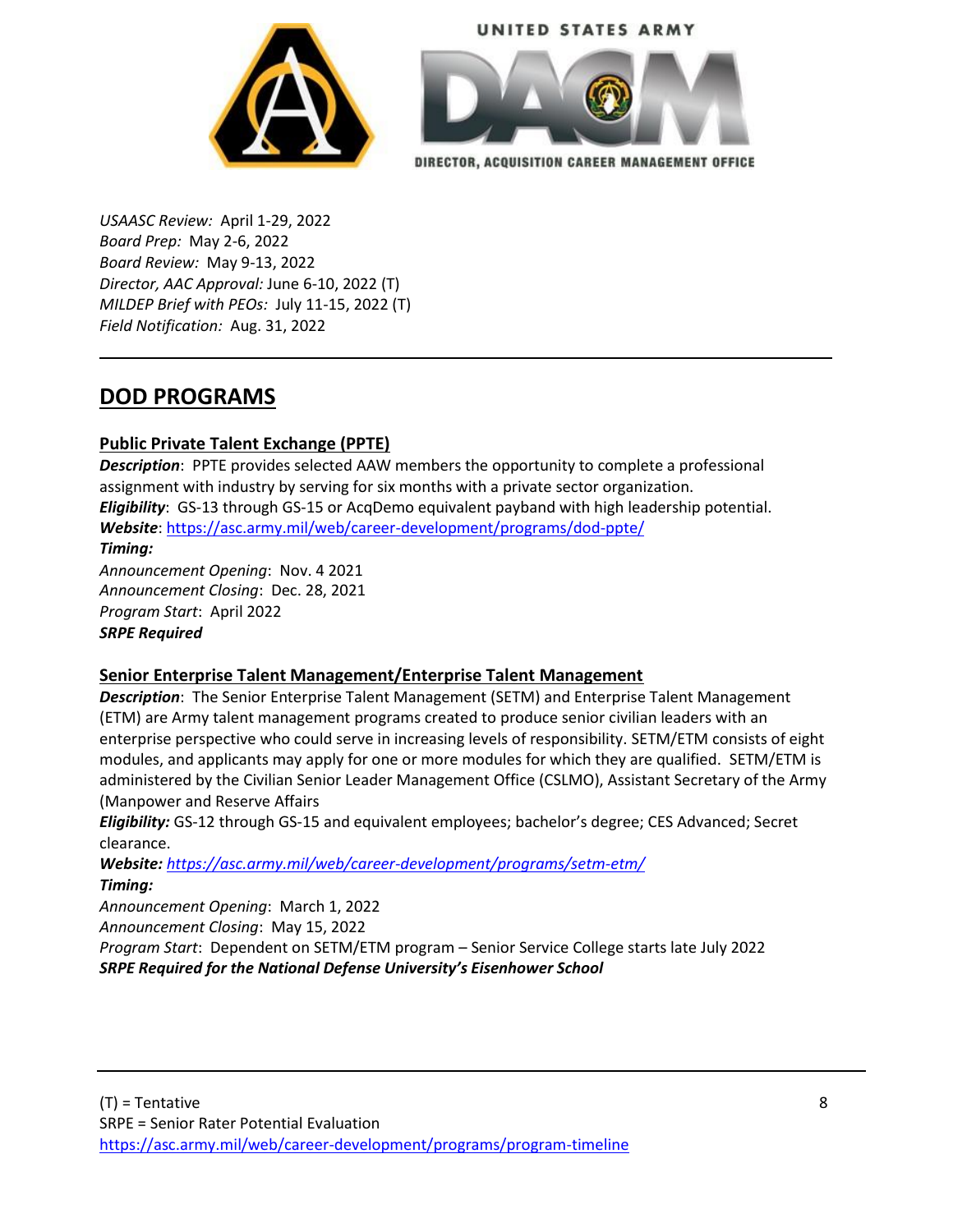*USAASC Review:* April 1-29, 2022
*Board Prep:* May 2-6, 2022
*Board Review:* May 9-13, 2022
*Director, AAC Approval:* June 6-10, 2022 (T)
*MILDEP Brief with PEOs:* July 11-15, 2022 (T)
*Field Notification:* Aug. 31, 2022

---

## DOD PROGRAMS

### Public Private Talent Exchange (PPTE)

***Description***: PPTE provides selected AAW members the opportunity to complete a professional assignment with industry by serving for six months with a private sector organization.
***Eligibility***: GS-13 through GS-15 or AcqDemo equivalent payband with high leadership potential.
***Website***: https://asc.army.mil/web/career-development/programs/dod-ppte/
***Timing:***
*Announcement Opening*: Nov. 4 2021
*Announcement Closing*: Dec. 28, 2021
*Program Start*: April 2022
***SRPE Required***

### Senior Enterprise Talent Management/Enterprise Talent Management

***Description***: The Senior Enterprise Talent Management (SETM) and Enterprise Talent Management (ETM) are Army talent management programs created to produce senior civilian leaders with an enterprise perspective who could serve in increasing levels of responsibility. SETM/ETM consists of eight modules, and applicants may apply for one or more modules for which they are qualified. SETM/ETM is administered by the Civilian Senior Leader Management Office (CSLMO), Assistant Secretary of the Army (Manpower and Reserve Affairs
***Eligibility:*** GS-12 through GS-15 and equivalent employees; bachelor's degree; CES Advanced; Secret clearance.
***Website:*** *https://asc.army.mil/web/career-development/programs/setm-etm/*
***Timing:***
*Announcement Opening*: March 1, 2022
*Announcement Closing*: May 15, 2022
*Program Start*: Dependent on SETM/ETM program – Senior Service College starts late July 2022
***SRPE Required for the National Defense University's Eisenhower School***

---

(T) = Tentative
SRPE = Senior Rater Potential Evaluation
https://asc.army.mil/web/career-development/programs/program-timeline